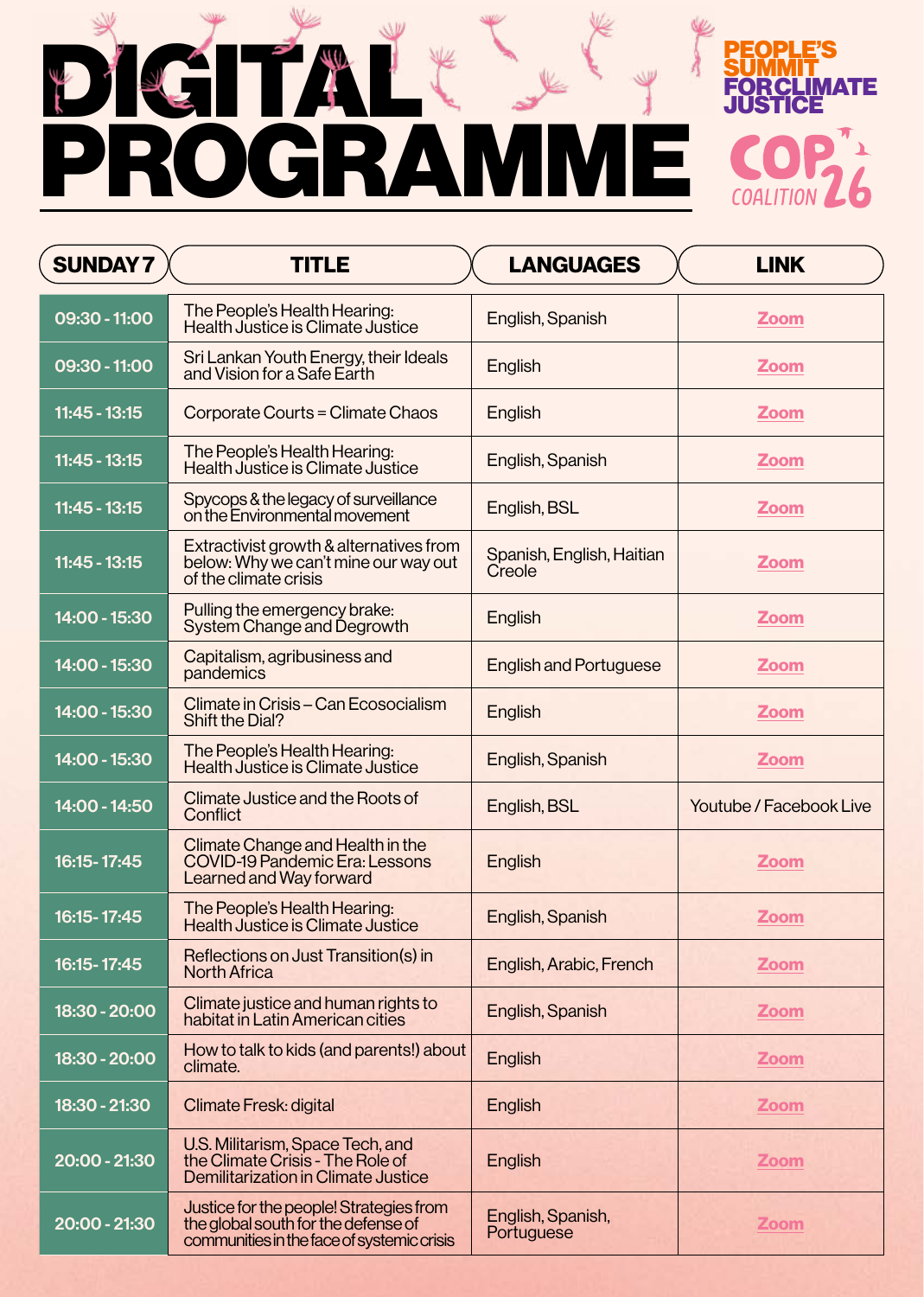# DIGITAL PROGRAMME

**PEOPLE'S SUMMIT FOR CLIMATE JUSTICE**

**COP26 COALITION**

| SUNDAY 7 | TITLE | LANGUAGES | LINK |
|---|---|---|---|
| 09:30 - 11:00 | The People's Health Hearing: Health Justice is Climate Justice | English, Spanish | Zoom |
| 09:30 - 11:00 | Sri Lankan Youth Energy, their Ideals and Vision for a Safe Earth | English | Zoom |
| 11:45 - 13:15 | Corporate Courts = Climate Chaos | English | Zoom |
| 11:45 - 13:15 | The People's Health Hearing: Health Justice is Climate Justice | English, Spanish | Zoom |
| 11:45 - 13:15 | Spycops & the legacy of surveillance on the Environmental movement | English, BSL | Zoom |
| 11:45 - 13:15 | Extractivist growth & alternatives from below: Why we can't mine our way out of the climate crisis | Spanish, English, Haitian Creole | Zoom |
| 14:00 - 15:30 | Pulling the emergency brake: System Change and Degrowth | English | Zoom |
| 14:00 - 15:30 | Capitalism, agribusiness and pandemics | English and Portuguese | Zoom |
| 14:00 - 15:30 | Climate in Crisis – Can Ecosocialism Shift the Dial? | English | Zoom |
| 14:00 - 15:30 | The People's Health Hearing: Health Justice is Climate Justice | English, Spanish | Zoom |
| 14:00 - 14:50 | Climate Justice and the Roots of Conflict | English, BSL | Youtube / Facebook Live |
| 16:15- 17:45 | Climate Change and Health in the COVID-19 Pandemic Era: Lessons Learned and Way forward | English | Zoom |
| 16:15- 17:45 | The People's Health Hearing: Health Justice is Climate Justice | English, Spanish | Zoom |
| 16:15- 17:45 | Reflections on Just Transition(s) in North Africa | English, Arabic, French | Zoom |
| 18:30 - 20:00 | Climate justice and human rights to habitat in Latin American cities | English, Spanish | Zoom |
| 18:30 - 20:00 | How to talk to kids (and parents!) about climate. | English | Zoom |
| 18:30 - 21:30 | Climate Fresk: digital | English | Zoom |
| 20:00 - 21:30 | U.S. Militarism, Space Tech, and the Climate Crisis - The Role of Demilitarization in Climate Justice | English | Zoom |
| 20:00 - 21:30 | Justice for the people! Strategies from the global south for the defense of communities in the face of systemic crisis | English, Spanish, Portuguese | Zoom |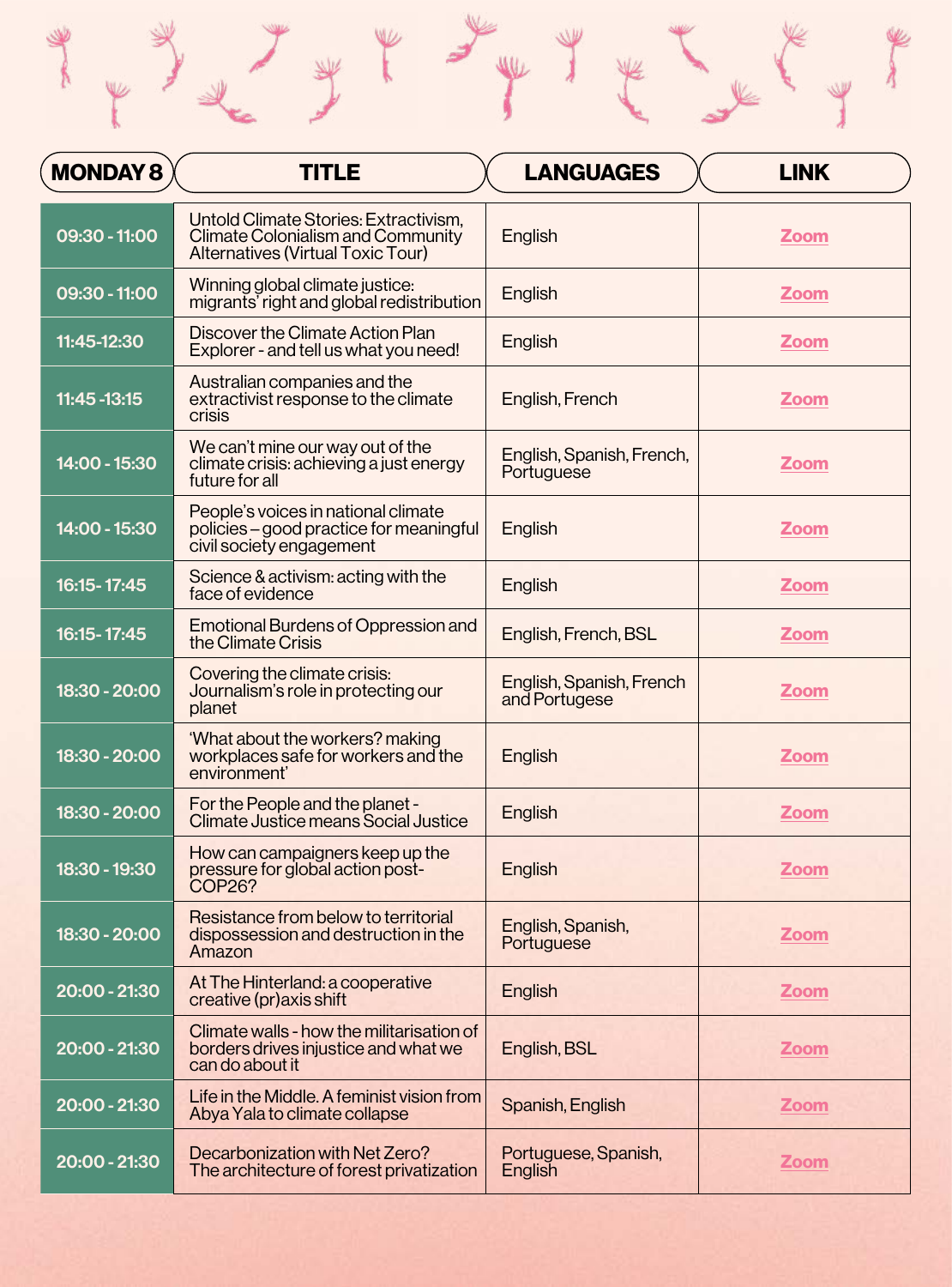| MONDAY 8 | TITLE | LANGUAGES | LINK |
|---|---|---|---|
| 09:30 - 11:00 | Untold Climate Stories: Extractivism, Climate Colonialism and Community Alternatives (Virtual Toxic Tour) | English | Zoom |
| 09:30 - 11:00 | Winning global climate justice: migrants' right and global redistribution | English | Zoom |
| 11:45-12:30 | Discover the Climate Action Plan Explorer - and tell us what you need! | English | Zoom |
| 11:45 -13:15 | Australian companies and the extractivist response to the climate crisis | English, French | Zoom |
| 14:00 - 15:30 | We can't mine our way out of the climate crisis: achieving a just energy future for all | English, Spanish, French, Portuguese | Zoom |
| 14:00 - 15:30 | People's voices in national climate policies – good practice for meaningful civil society engagement | English | Zoom |
| 16:15- 17:45 | Science & activism: acting with the face of evidence | English | Zoom |
| 16:15- 17:45 | Emotional Burdens of Oppression and the Climate Crisis | English, French, BSL | Zoom |
| 18:30 - 20:00 | Covering the climate crisis: Journalism's role in protecting our planet | English, Spanish, French and Portugese | Zoom |
| 18:30 - 20:00 | 'What about the workers? making workplaces safe for workers and the environment' | English | Zoom |
| 18:30 - 20:00 | For the People and the planet - Climate Justice means Social Justice | English | Zoom |
| 18:30 - 19:30 | How can campaigners keep up the pressure for global action post-COP26? | English | Zoom |
| 18:30 - 20:00 | Resistance from below to territorial dispossession and destruction in the Amazon | English, Spanish, Portuguese | Zoom |
| 20:00 - 21:30 | At The Hinterland: a cooperative creative (pr)axis shift | English | Zoom |
| 20:00 - 21:30 | Climate walls - how the militarisation of borders drives injustice and what we can do about it | English, BSL | Zoom |
| 20:00 - 21:30 | Life in the Middle. A feminist vision from Abya Yala to climate collapse | Spanish, English | Zoom |
| 20:00 - 21:30 | Decarbonization with Net Zero? The architecture of forest privatization | Portuguese, Spanish, English | Zoom |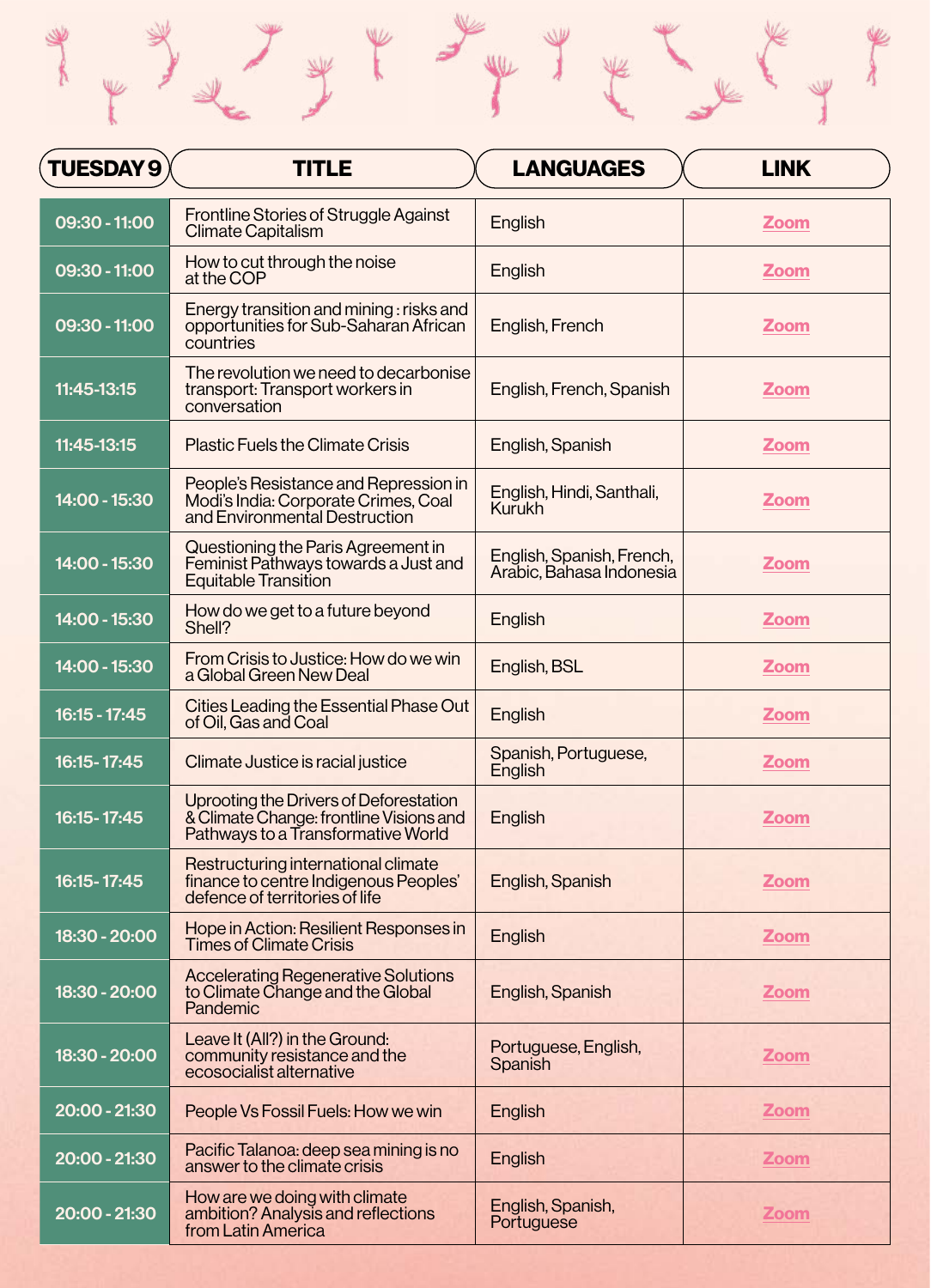| TUESDAY 9 | TITLE | LANGUAGES | LINK |
|---|---|---|---|
| 09:30 - 11:00 | Frontline Stories of Struggle Against Climate Capitalism | English | Zoom |
| 09:30 - 11:00 | How to cut through the noise at the COP | English | Zoom |
| 09:30 - 11:00 | Energy transition and mining : risks and opportunities for Sub-Saharan African countries | English, French | Zoom |
| 11:45-13:15 | The revolution we need to decarbonise transport: Transport workers in conversation | English, French, Spanish | Zoom |
| 11:45-13:15 | Plastic Fuels the Climate Crisis | English, Spanish | Zoom |
| 14:00 - 15:30 | People's Resistance and Repression in Modi's India: Corporate Crimes, Coal and Environmental Destruction | English, Hindi, Santhali, Kurukh | Zoom |
| 14:00 - 15:30 | Questioning the Paris Agreement in Feminist Pathways towards a Just and Equitable Transition | English, Spanish, French, Arabic, Bahasa Indonesia | Zoom |
| 14:00 - 15:30 | How do we get to a future beyond Shell? | English | Zoom |
| 14:00 - 15:30 | From Crisis to Justice: How do we win a Global Green New Deal | English, BSL | Zoom |
| 16:15 - 17:45 | Cities Leading the Essential Phase Out of Oil, Gas and Coal | English | Zoom |
| 16:15- 17:45 | Climate Justice is racial justice | Spanish, Portuguese, English | Zoom |
| 16:15- 17:45 | Uprooting the Drivers of Deforestation & Climate Change: frontline Visions and Pathways to a Transformative World | English | Zoom |
| 16:15- 17:45 | Restructuring international climate finance to centre Indigenous Peoples' defence of territories of life | English, Spanish | Zoom |
| 18:30 - 20:00 | Hope in Action: Resilient Responses in Times of Climate Crisis | English | Zoom |
| 18:30 - 20:00 | Accelerating Regenerative Solutions to Climate Change and the Global Pandemic | English, Spanish | Zoom |
| 18:30 - 20:00 | Leave It (All?) in the Ground: community resistance and the ecosocialist alternative | Portuguese, English, Spanish | Zoom |
| 20:00 - 21:30 | People Vs Fossil Fuels: How we win | English | Zoom |
| 20:00 - 21:30 | Pacific Talanoa: deep sea mining is no answer to the climate crisis | English | Zoom |
| 20:00 - 21:30 | How are we doing with climate ambition? Analysis and reflections from Latin America | English, Spanish, Portuguese | Zoom |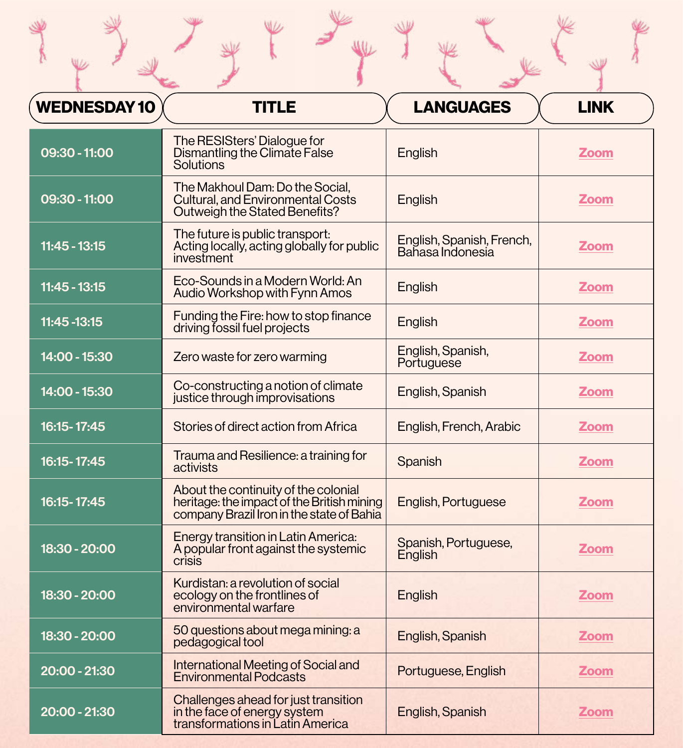| WEDNESDAY 10 | TITLE | LANGUAGES | LINK |
|---|---|---|---|
| 09:30 - 11:00 | The RESISters' Dialogue for Dismantling the Climate False Solutions | English | Zoom |
| 09:30 - 11:00 | The Makhoul Dam: Do the Social, Cultural, and Environmental Costs Outweigh the Stated Benefits? | English | Zoom |
| 11:45 - 13:15 | The future is public transport: Acting locally, acting globally for public investment | English, Spanish, French, Bahasa Indonesia | Zoom |
| 11:45 - 13:15 | Eco-Sounds in a Modern World: An Audio Workshop with Fynn Amos | English | Zoom |
| 11:45 -13:15 | Funding the Fire: how to stop finance driving fossil fuel projects | English | Zoom |
| 14:00 - 15:30 | Zero waste for zero warming | English, Spanish, Portuguese | Zoom |
| 14:00 - 15:30 | Co-constructing a notion of climate justice through improvisations | English, Spanish | Zoom |
| 16:15- 17:45 | Stories of direct action from Africa | English, French, Arabic | Zoom |
| 16:15- 17:45 | Trauma and Resilience: a training for activists | Spanish | Zoom |
| 16:15- 17:45 | About the continuity of the colonial heritage: the impact of the British mining company Brazil Iron in the state of Bahia | English, Portuguese | Zoom |
| 18:30 - 20:00 | Energy transition in Latin America: A popular front against the systemic crisis | Spanish, Portuguese, English | Zoom |
| 18:30 - 20:00 | Kurdistan: a revolution of social ecology on the frontlines of environmental warfare | English | Zoom |
| 18:30 - 20:00 | 50 questions about mega mining: a pedagogical tool | English, Spanish | Zoom |
| 20:00 - 21:30 | International Meeting of Social and Environmental Podcasts | Portuguese, English | Zoom |
| 20:00 - 21:30 | Challenges ahead for just transition in the face of energy system transformations in Latin America | English, Spanish | Zoom |